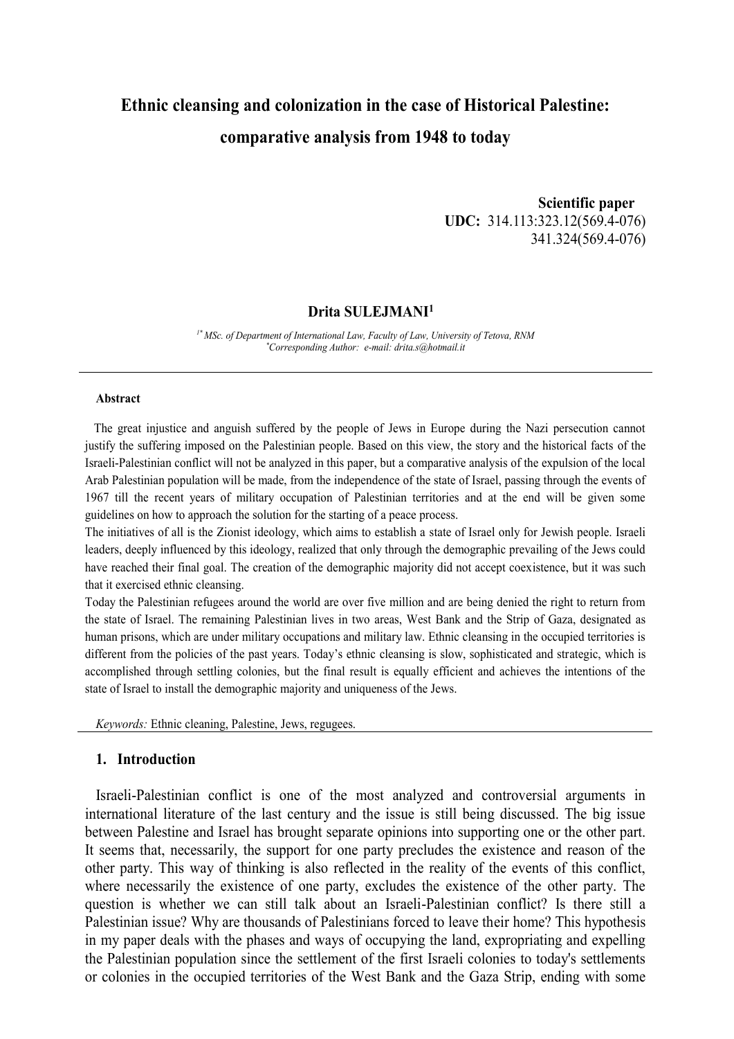# Ethnic cleansing and colonization in the case of Historical Palestine: comparative analysis from 1948 to today

**Scientific paper**
**UDC:** 314.113:323.12(569.4-076)
341.324(569.4-076)

**Drita SULEJMANI**[1]

*[1*] MSc. of Department of International Law, Faculty of Law, University of Tetova, RNM*
*[*]Corresponding Author: e-mail: drita.s@hotmail.it*

---

**Abstract**

The great injustice and anguish suffered by the people of Jews in Europe during the Nazi persecution cannot justify the suffering imposed on the Palestinian people. Based on this view, the story and the historical facts of the Israeli-Palestinian conflict will not be analyzed in this paper, but a comparative analysis of the expulsion of the local Arab Palestinian population will be made, from the independence of the state of Israel, passing through the events of 1967 till the recent years of military occupation of Palestinian territories and at the end will be given some guidelines on how to approach the solution for the starting of a peace process.

The initiatives of all is the Zionist ideology, which aims to establish a state of Israel only for Jewish people. Israeli leaders, deeply influenced by this ideology, realized that only through the demographic prevailing of the Jews could have reached their final goal. The creation of the demographic majority did not accept coexistence, but it was such that it exercised ethnic cleansing.

Today the Palestinian refugees around the world are over five million and are being denied the right to return from the state of Israel. The remaining Palestinian lives in two areas, West Bank and the Strip of Gaza, designated as human prisons, which are under military occupations and military law. Ethnic cleansing in the occupied territories is different from the policies of the past years. Today's ethnic cleansing is slow, sophisticated and strategic, which is accomplished through settling colonies, but the final result is equally efficient and achieves the intentions of the state of Israel to install the demographic majority and uniqueness of the Jews.

*Keywords:* Ethnic cleaning, Palestine, Jews, regugees.

---

## 1. Introduction

Israeli-Palestinian conflict is one of the most analyzed and controversial arguments in international literature of the last century and the issue is still being discussed. The big issue between Palestine and Israel has brought separate opinions into supporting one or the other part. It seems that, necessarily, the support for one party precludes the existence and reason of the other party. This way of thinking is also reflected in the reality of the events of this conflict, where necessarily the existence of one party, excludes the existence of the other party. The question is whether we can still talk about an Israeli-Palestinian conflict? Is there still a Palestinian issue? Why are thousands of Palestinians forced to leave their home? This hypothesis in my paper deals with the phases and ways of occupying the land, expropriating and expelling the Palestinian population since the settlement of the first Israeli colonies to today's settlements or colonies in the occupied territories of the West Bank and the Gaza Strip, ending with some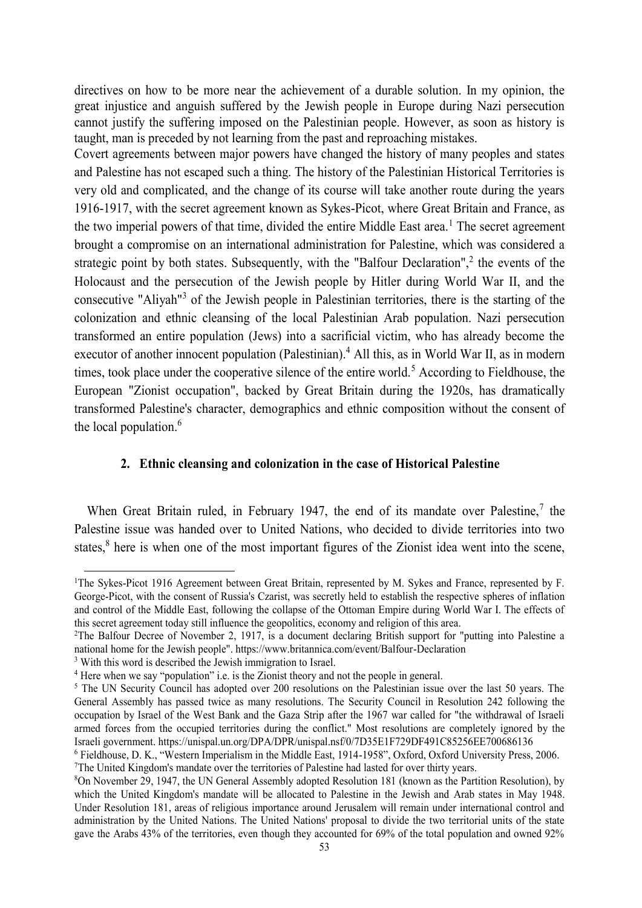directives on how to be more near the achievement of a durable solution. In my opinion, the great injustice and anguish suffered by the Jewish people in Europe during Nazi persecution cannot justify the suffering imposed on the Palestinian people. However, as soon as history is taught, man is preceded by not learning from the past and reproaching mistakes.

Covert agreements between major powers have changed the history of many peoples and states and Palestine has not escaped such a thing. The history of the Palestinian Historical Territories is very old and complicated, and the change of its course will take another route during the years 1916-1917, with the secret agreement known as Sykes-Picot, where Great Britain and France, as the two imperial powers of that time, divided the entire Middle East area.[1] The secret agreement brought a compromise on an international administration for Palestine, which was considered a strategic point by both states. Subsequently, with the "Balfour Declaration",[2] the events of the Holocaust and the persecution of the Jewish people by Hitler during World War II, and the consecutive "Aliyah"[3] of the Jewish people in Palestinian territories, there is the starting of the colonization and ethnic cleansing of the local Palestinian Arab population. Nazi persecution transformed an entire population (Jews) into a sacrificial victim, who has already become the executor of another innocent population (Palestinian).[4] All this, as in World War II, as in modern times, took place under the cooperative silence of the entire world.[5] According to Fieldhouse, the European "Zionist occupation", backed by Great Britain during the 1920s, has dramatically transformed Palestine's character, demographics and ethnic composition without the consent of the local population.[6]

## 2. Ethnic cleansing and colonization in the case of Historical Palestine

When Great Britain ruled, in February 1947, the end of its mandate over Palestine,[7] the Palestine issue was handed over to United Nations, who decided to divide territories into two states,[8] here is when one of the most important figures of the Zionist idea went into the scene,

---

[1] The Sykes-Picot 1916 Agreement between Great Britain, represented by M. Sykes and France, represented by F. George-Picot, with the consent of Russia's Czarist, was secretly held to establish the respective spheres of inflation and control of the Middle East, following the collapse of the Ottoman Empire during World War I. The effects of this secret agreement today still influence the geopolitics, economy and religion of this area.

[2] The Balfour Decree of November 2, 1917, is a document declaring British support for "putting into Palestine a national home for the Jewish people". https://www.britannica.com/event/Balfour-Declaration

[3] With this word is described the Jewish immigration to Israel.

[4] Here when we say "population" i.e. is the Zionist theory and not the people in general.

[5] The UN Security Council has adopted over 200 resolutions on the Palestinian issue over the last 50 years. The General Assembly has passed twice as many resolutions. The Security Council in Resolution 242 following the occupation by Israel of the West Bank and the Gaza Strip after the 1967 war called for "the withdrawal of Israeli armed forces from the occupied territories during the conflict." Most resolutions are completely ignored by the Israeli government. https://unispal.un.org/DPA/DPR/unispal.nsf/0/7D35E1F729DF491C85256EE700686136

[6] Fieldhouse, D. K., "Western Imperialism in the Middle East, 1914-1958", Oxford, Oxford University Press, 2006.

[7] The United Kingdom's mandate over the territories of Palestine had lasted for over thirty years.

[8] On November 29, 1947, the UN General Assembly adopted Resolution 181 (known as the Partition Resolution), by which the United Kingdom's mandate will be allocated to Palestine in the Jewish and Arab states in May 1948. Under Resolution 181, areas of religious importance around Jerusalem will remain under international control and administration by the United Nations. The United Nations' proposal to divide the two territorial units of the state gave the Arabs 43% of the territories, even though they accounted for 69% of the total population and owned 92%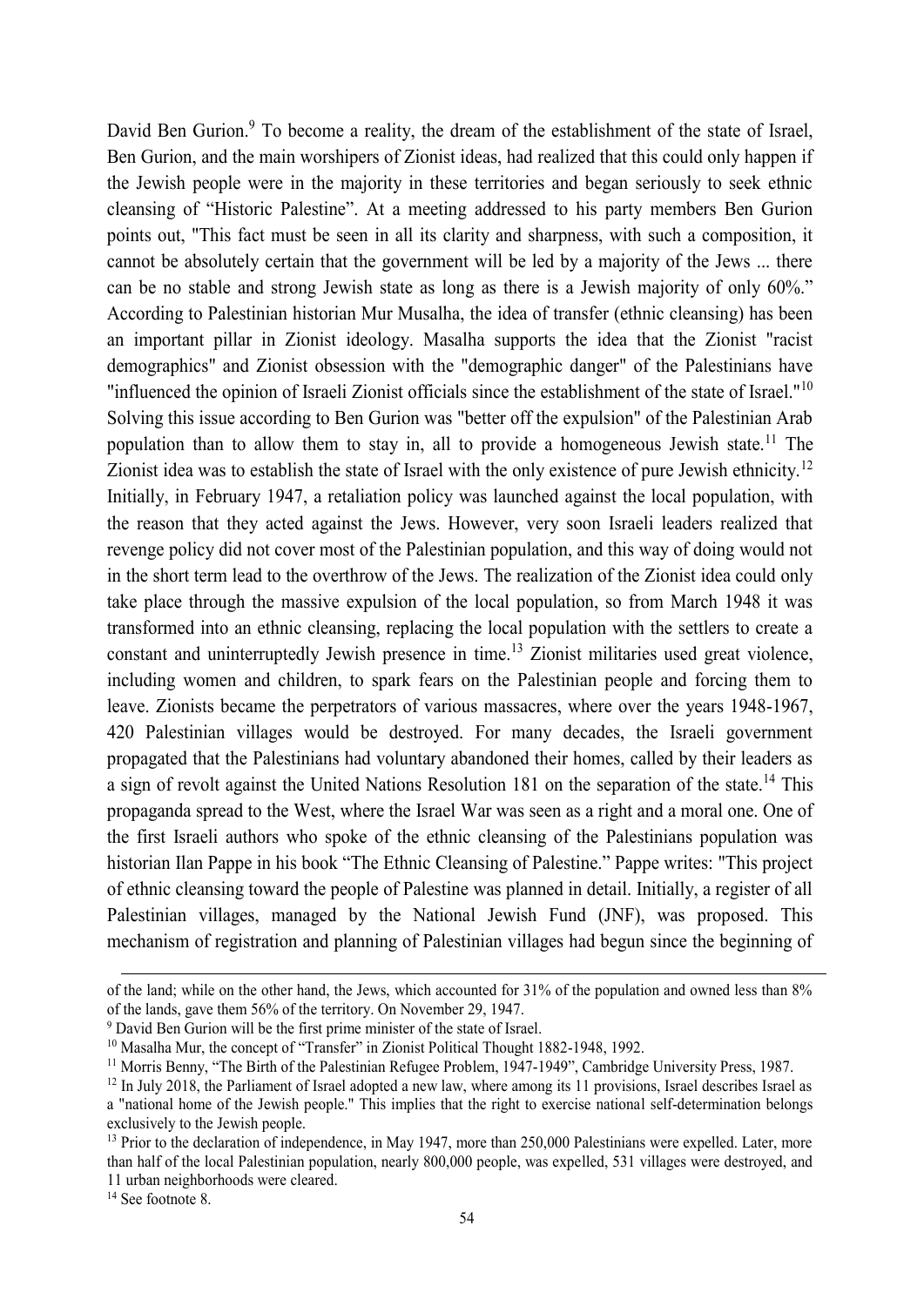David Ben Gurion.[9] To become a reality, the dream of the establishment of the state of Israel, Ben Gurion, and the main worshipers of Zionist ideas, had realized that this could only happen if the Jewish people were in the majority in these territories and began seriously to seek ethnic cleansing of "Historic Palestine". At a meeting addressed to his party members Ben Gurion points out, "This fact must be seen in all its clarity and sharpness, with such a composition, it cannot be absolutely certain that the government will be led by a majority of the Jews ... there can be no stable and strong Jewish state as long as there is a Jewish majority of only 60%." According to Palestinian historian Mur Musalha, the idea of transfer (ethnic cleansing) has been an important pillar in Zionist ideology. Masalha supports the idea that the Zionist "racist demographics" and Zionist obsession with the "demographic danger" of the Palestinians have "influenced the opinion of Israeli Zionist officials since the establishment of the state of Israel."[10] Solving this issue according to Ben Gurion was "better off the expulsion" of the Palestinian Arab population than to allow them to stay in, all to provide a homogeneous Jewish state.[11] The Zionist idea was to establish the state of Israel with the only existence of pure Jewish ethnicity.[12] Initially, in February 1947, a retaliation policy was launched against the local population, with the reason that they acted against the Jews. However, very soon Israeli leaders realized that revenge policy did not cover most of the Palestinian population, and this way of doing would not in the short term lead to the overthrow of the Jews. The realization of the Zionist idea could only take place through the massive expulsion of the local population, so from March 1948 it was transformed into an ethnic cleansing, replacing the local population with the settlers to create a constant and uninterruptedly Jewish presence in time.[13] Zionist militaries used great violence, including women and children, to spark fears on the Palestinian people and forcing them to leave. Zionists became the perpetrators of various massacres, where over the years 1948-1967, 420 Palestinian villages would be destroyed. For many decades, the Israeli government propagated that the Palestinians had voluntary abandoned their homes, called by their leaders as a sign of revolt against the United Nations Resolution 181 on the separation of the state.[14] This propaganda spread to the West, where the Israel War was seen as a right and a moral one. One of the first Israeli authors who spoke of the ethnic cleansing of the Palestinians population was historian Ilan Pappe in his book "The Ethnic Cleansing of Palestine." Pappe writes: "This project of ethnic cleansing toward the people of Palestine was planned in detail. Initially, a register of all Palestinian villages, managed by the National Jewish Fund (JNF), was proposed. This mechanism of registration and planning of Palestinian villages had begun since the beginning of

---

of the land; while on the other hand, the Jews, which accounted for 31% of the population and owned less than 8% of the lands, gave them 56% of the territory. On November 29, 1947.

[9] David Ben Gurion will be the first prime minister of the state of Israel.

[10] Masalha Mur, the concept of "Transfer" in Zionist Political Thought 1882-1948, 1992.

[11] Morris Benny, "The Birth of the Palestinian Refugee Problem, 1947-1949", Cambridge University Press, 1987.

[12] In July 2018, the Parliament of Israel adopted a new law, where among its 11 provisions, Israel describes Israel as a "national home of the Jewish people." This implies that the right to exercise national self-determination belongs exclusively to the Jewish people.

[13] Prior to the declaration of independence, in May 1947, more than 250,000 Palestinians were expelled. Later, more than half of the local Palestinian population, nearly 800,000 people, was expelled, 531 villages were destroyed, and 11 urban neighborhoods were cleared.

[14] See footnote 8.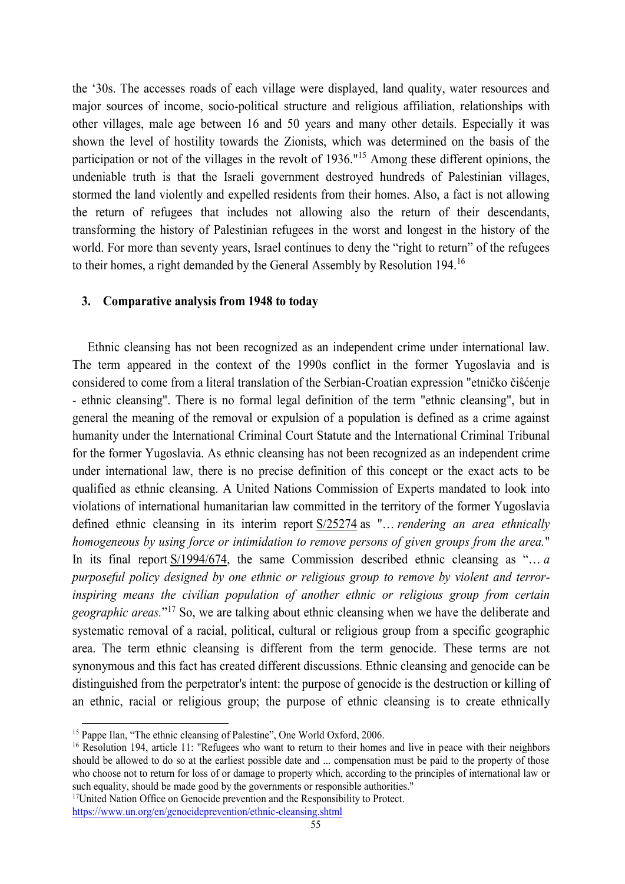the '30s. The accesses roads of each village were displayed, land quality, water resources and major sources of income, socio-political structure and religious affiliation, relationships with other villages, male age between 16 and 50 years and many other details. Especially it was shown the level of hostility towards the Zionists, which was determined on the basis of the participation or not of the villages in the revolt of 1936."[15] Among these different opinions, the undeniable truth is that the Israeli government destroyed hundreds of Palestinian villages, stormed the land violently and expelled residents from their homes. Also, a fact is not allowing the return of refugees that includes not allowing also the return of their descendants, transforming the history of Palestinian refugees in the worst and longest in the history of the world. For more than seventy years, Israel continues to deny the "right to return" of the refugees to their homes, a right demanded by the General Assembly by Resolution 194.[16]

## 3. Comparative analysis from 1948 to today

Ethnic cleansing has not been recognized as an independent crime under international law. The term appeared in the context of the 1990s conflict in the former Yugoslavia and is considered to come from a literal translation of the Serbian-Croatian expression "etničko čišćenje - ethnic cleansing". There is no formal legal definition of the term "ethnic cleansing", but in general the meaning of the removal or expulsion of a population is defined as a crime against humanity under the International Criminal Court Statute and the International Criminal Tribunal for the former Yugoslavia. As ethnic cleansing has not been recognized as an independent crime under international law, there is no precise definition of this concept or the exact acts to be qualified as ethnic cleansing. A United Nations Commission of Experts mandated to look into violations of international humanitarian law committed in the territory of the former Yugoslavia defined ethnic cleansing in its interim report S/25274 as "… *rendering an area ethnically homogeneous by using force or intimidation to remove persons of given groups from the area.*" In its final report S/1994/674, the same Commission described ethnic cleansing as "… *a purposeful policy designed by one ethnic or religious group to remove by violent and terror-inspiring means the civilian population of another ethnic or religious group from certain geographic areas.*"[17] So, we are talking about ethnic cleansing when we have the deliberate and systematic removal of a racial, political, cultural or religious group from a specific geographic area. The term ethnic cleansing is different from the term genocide. These terms are not synonymous and this fact has created different discussions. Ethnic cleansing and genocide can be distinguished from the perpetrator's intent: the purpose of genocide is the destruction or killing of an ethnic, racial or religious group; the purpose of ethnic cleansing is to create ethnically

---

[15] Pappe Ilan, "The ethnic cleansing of Palestine", One World Oxford, 2006.

[16] Resolution 194, article 11: "Refugees who want to return to their homes and live in peace with their neighbors should be allowed to do so at the earliest possible date and ... compensation must be paid to the property of those who choose not to return for loss of or damage to property which, according to the principles of international law or such equality, should be made good by the governments or responsible authorities."

[17] United Nation Office on Genocide prevention and the Responsibility to Protect. https://www.un.org/en/genocideprevention/ethnic-cleansing.shtml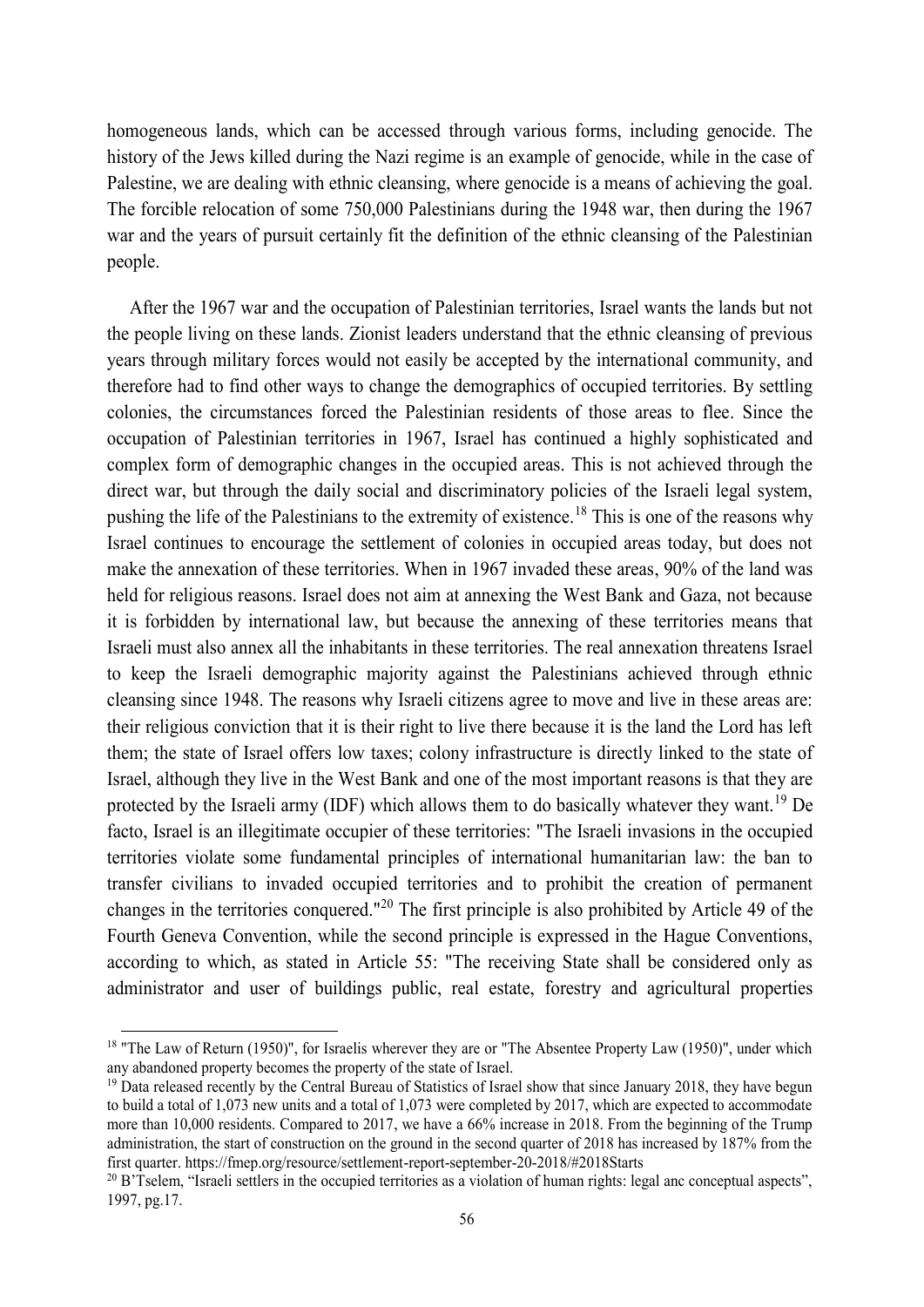homogeneous lands, which can be accessed through various forms, including genocide. The history of the Jews killed during the Nazi regime is an example of genocide, while in the case of Palestine, we are dealing with ethnic cleansing, where genocide is a means of achieving the goal. The forcible relocation of some 750,000 Palestinians during the 1948 war, then during the 1967 war and the years of pursuit certainly fit the definition of the ethnic cleansing of the Palestinian people.

After the 1967 war and the occupation of Palestinian territories, Israel wants the lands but not the people living on these lands. Zionist leaders understand that the ethnic cleansing of previous years through military forces would not easily be accepted by the international community, and therefore had to find other ways to change the demographics of occupied territories. By settling colonies, the circumstances forced the Palestinian residents of those areas to flee. Since the occupation of Palestinian territories in 1967, Israel has continued a highly sophisticated and complex form of demographic changes in the occupied areas. This is not achieved through the direct war, but through the daily social and discriminatory policies of the Israeli legal system, pushing the life of the Palestinians to the extremity of existence.[18] This is one of the reasons why Israel continues to encourage the settlement of colonies in occupied areas today, but does not make the annexation of these territories. When in 1967 invaded these areas, 90% of the land was held for religious reasons. Israel does not aim at annexing the West Bank and Gaza, not because it is forbidden by international law, but because the annexing of these territories means that Israeli must also annex all the inhabitants in these territories. The real annexation threatens Israel to keep the Israeli demographic majority against the Palestinians achieved through ethnic cleansing since 1948. The reasons why Israeli citizens agree to move and live in these areas are: their religious conviction that it is their right to live there because it is the land the Lord has left them; the state of Israel offers low taxes; colony infrastructure is directly linked to the state of Israel, although they live in the West Bank and one of the most important reasons is that they are protected by the Israeli army (IDF) which allows them to do basically whatever they want.[19] De facto, Israel is an illegitimate occupier of these territories: "The Israeli invasions in the occupied territories violate some fundamental principles of international humanitarian law: the ban to transfer civilians to invaded occupied territories and to prohibit the creation of permanent changes in the territories conquered."[20] The first principle is also prohibited by Article 49 of the Fourth Geneva Convention, while the second principle is expressed in the Hague Conventions, according to which, as stated in Article 55: "The receiving State shall be considered only as administrator and user of buildings public, real estate, forestry and agricultural properties

---

[18] "The Law of Return (1950)", for Israelis wherever they are or "The Absentee Property Law (1950)", under which any abandoned property becomes the property of the state of Israel.

[19] Data released recently by the Central Bureau of Statistics of Israel show that since January 2018, they have begun to build a total of 1,073 new units and a total of 1,073 were completed by 2017, which are expected to accommodate more than 10,000 residents. Compared to 2017, we have a 66% increase in 2018. From the beginning of the Trump administration, the start of construction on the ground in the second quarter of 2018 has increased by 187% from the first quarter. https://fmep.org/resource/settlement-report-september-20-2018/#2018Starts

[20] B'Tselem, "Israeli settlers in the occupied territories as a violation of human rights: legal anc conceptual aspects", 1997, pg.17.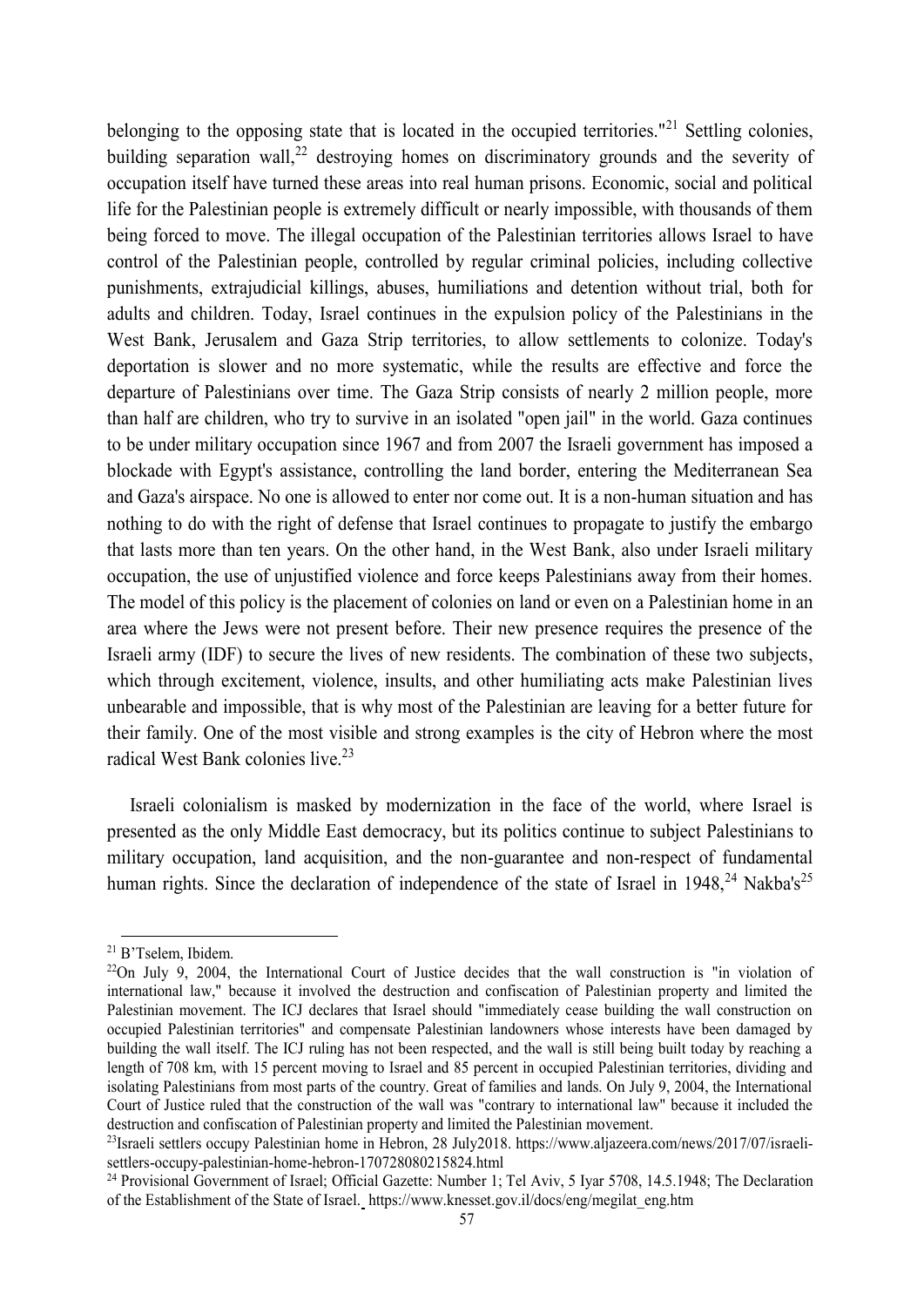belonging to the opposing state that is located in the occupied territories."[21] Settling colonies, building separation wall,[22] destroying homes on discriminatory grounds and the severity of occupation itself have turned these areas into real human prisons. Economic, social and political life for the Palestinian people is extremely difficult or nearly impossible, with thousands of them being forced to move. The illegal occupation of the Palestinian territories allows Israel to have control of the Palestinian people, controlled by regular criminal policies, including collective punishments, extrajudicial killings, abuses, humiliations and detention without trial, both for adults and children. Today, Israel continues in the expulsion policy of the Palestinians in the West Bank, Jerusalem and Gaza Strip territories, to allow settlements to colonize. Today's deportation is slower and no more systematic, while the results are effective and force the departure of Palestinians over time. The Gaza Strip consists of nearly 2 million people, more than half are children, who try to survive in an isolated "open jail" in the world. Gaza continues to be under military occupation since 1967 and from 2007 the Israeli government has imposed a blockade with Egypt's assistance, controlling the land border, entering the Mediterranean Sea and Gaza's airspace. No one is allowed to enter nor come out. It is a non-human situation and has nothing to do with the right of defense that Israel continues to propagate to justify the embargo that lasts more than ten years. On the other hand, in the West Bank, also under Israeli military occupation, the use of unjustified violence and force keeps Palestinians away from their homes. The model of this policy is the placement of colonies on land or even on a Palestinian home in an area where the Jews were not present before. Their new presence requires the presence of the Israeli army (IDF) to secure the lives of new residents. The combination of these two subjects, which through excitement, violence, insults, and other humiliating acts make Palestinian lives unbearable and impossible, that is why most of the Palestinian are leaving for a better future for their family. One of the most visible and strong examples is the city of Hebron where the most radical West Bank colonies live.[23]

Israeli colonialism is masked by modernization in the face of the world, where Israel is presented as the only Middle East democracy, but its politics continue to subject Palestinians to military occupation, land acquisition, and the non-guarantee and non-respect of fundamental human rights. Since the declaration of independence of the state of Israel in 1948,[24] Nakba's[25]

---

[21] B'Tselem, Ibidem.

[22] On July 9, 2004, the International Court of Justice decides that the wall construction is "in violation of international law," because it involved the destruction and confiscation of Palestinian property and limited the Palestinian movement. The ICJ declares that Israel should "immediately cease building the wall construction on occupied Palestinian territories" and compensate Palestinian landowners whose interests have been damaged by building the wall itself. The ICJ ruling has not been respected, and the wall is still being built today by reaching a length of 708 km, with 15 percent moving to Israel and 85 percent in occupied Palestinian territories, dividing and isolating Palestinians from most parts of the country. Great of families and lands. On July 9, 2004, the International Court of Justice ruled that the construction of the wall was "contrary to international law" because it included the destruction and confiscation of Palestinian property and limited the Palestinian movement.

[23] Israeli settlers occupy Palestinian home in Hebron, 28 July2018. https://www.aljazeera.com/news/2017/07/israeli-settlers-occupy-palestinian-home-hebron-170728080215824.html

[24] Provisional Government of Israel; Official Gazette: Number 1; Tel Aviv, 5 Iyar 5708, 14.5.1948; The Declaration of the Establishment of the State of Israel. https://www.knesset.gov.il/docs/eng/megilat_eng.htm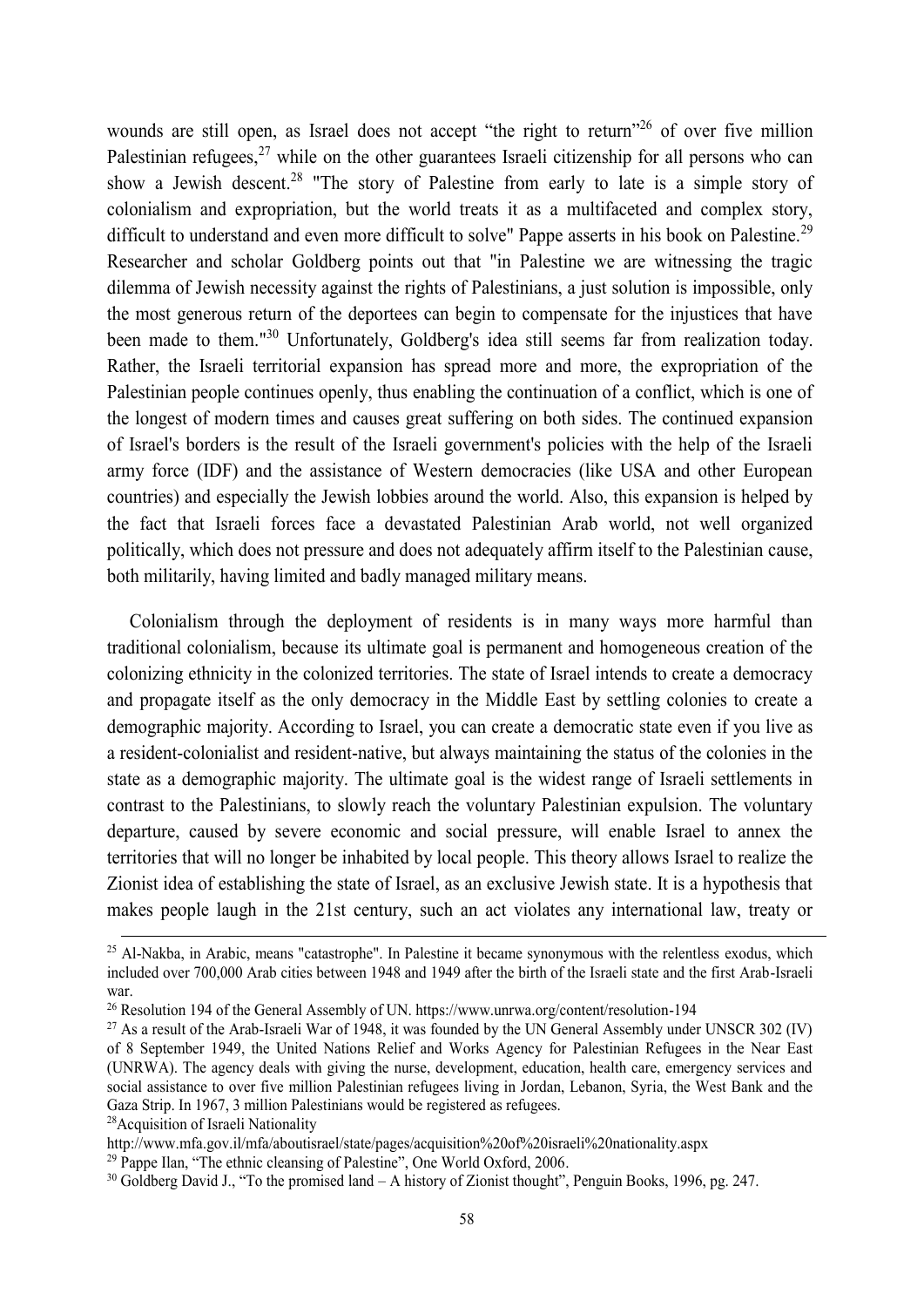wounds are still open, as Israel does not accept "the right to return"[26] of over five million Palestinian refugees,[27] while on the other guarantees Israeli citizenship for all persons who can show a Jewish descent.[28] "The story of Palestine from early to late is a simple story of colonialism and expropriation, but the world treats it as a multifaceted and complex story, difficult to understand and even more difficult to solve" Pappe asserts in his book on Palestine.[29] Researcher and scholar Goldberg points out that "in Palestine we are witnessing the tragic dilemma of Jewish necessity against the rights of Palestinians, a just solution is impossible, only the most generous return of the deportees can begin to compensate for the injustices that have been made to them."[30] Unfortunately, Goldberg's idea still seems far from realization today. Rather, the Israeli territorial expansion has spread more and more, the expropriation of the Palestinian people continues openly, thus enabling the continuation of a conflict, which is one of the longest of modern times and causes great suffering on both sides. The continued expansion of Israel's borders is the result of the Israeli government's policies with the help of the Israeli army force (IDF) and the assistance of Western democracies (like USA and other European countries) and especially the Jewish lobbies around the world. Also, this expansion is helped by the fact that Israeli forces face a devastated Palestinian Arab world, not well organized politically, which does not pressure and does not adequately affirm itself to the Palestinian cause, both militarily, having limited and badly managed military means.

Colonialism through the deployment of residents is in many ways more harmful than traditional colonialism, because its ultimate goal is permanent and homogeneous creation of the colonizing ethnicity in the colonized territories. The state of Israel intends to create a democracy and propagate itself as the only democracy in the Middle East by settling colonies to create a demographic majority. According to Israel, you can create a democratic state even if you live as a resident-colonialist and resident-native, but always maintaining the status of the colonies in the state as a demographic majority. The ultimate goal is the widest range of Israeli settlements in contrast to the Palestinians, to slowly reach the voluntary Palestinian expulsion. The voluntary departure, caused by severe economic and social pressure, will enable Israel to annex the territories that will no longer be inhabited by local people. This theory allows Israel to realize the Zionist idea of establishing the state of Israel, as an exclusive Jewish state. It is a hypothesis that makes people laugh in the 21st century, such an act violates any international law, treaty or

---

[25] Al-Nakba, in Arabic, means "catastrophe". In Palestine it became synonymous with the relentless exodus, which included over 700,000 Arab cities between 1948 and 1949 after the birth of the Israeli state and the first Arab-Israeli war.

[26] Resolution 194 of the General Assembly of UN. https://www.unrwa.org/content/resolution-194

[27] As a result of the Arab-Israeli War of 1948, it was founded by the UN General Assembly under UNSCR 302 (IV) of 8 September 1949, the United Nations Relief and Works Agency for Palestinian Refugees in the Near East (UNRWA). The agency deals with giving the nurse, development, education, health care, emergency services and social assistance to over five million Palestinian refugees living in Jordan, Lebanon, Syria, the West Bank and the Gaza Strip. In 1967, 3 million Palestinians would be registered as refugees.

[28] Acquisition of Israeli Nationality
http://www.mfa.gov.il/mfa/aboutisrael/state/pages/acquisition%20of%20israeli%20nationality.aspx

[29] Pappe Ilan, "The ethnic cleansing of Palestine", One World Oxford, 2006.

[30] Goldberg David J., "To the promised land – A history of Zionist thought", Penguin Books, 1996, pg. 247.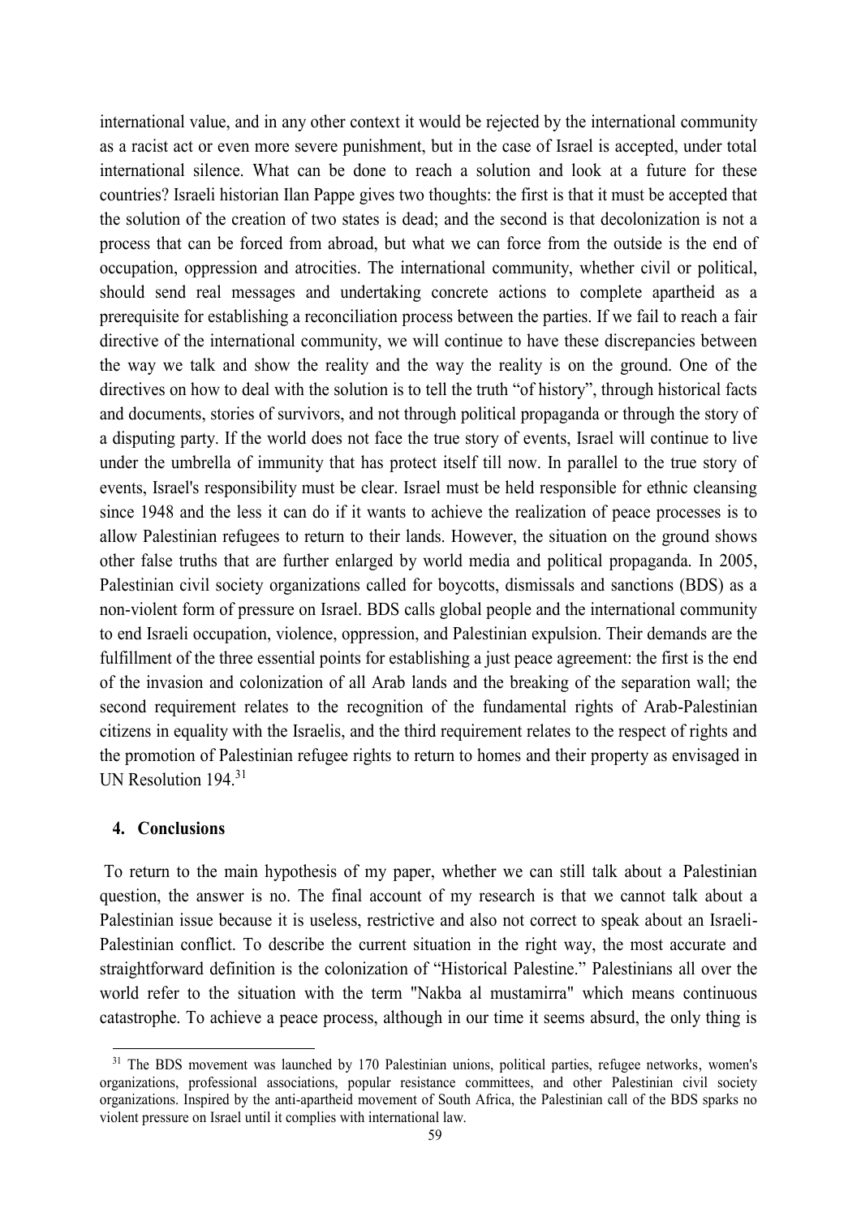international value, and in any other context it would be rejected by the international community as a racist act or even more severe punishment, but in the case of Israel is accepted, under total international silence. What can be done to reach a solution and look at a future for these countries? Israeli historian Ilan Pappe gives two thoughts: the first is that it must be accepted that the solution of the creation of two states is dead; and the second is that decolonization is not a process that can be forced from abroad, but what we can force from the outside is the end of occupation, oppression and atrocities. The international community, whether civil or political, should send real messages and undertaking concrete actions to complete apartheid as a prerequisite for establishing a reconciliation process between the parties. If we fail to reach a fair directive of the international community, we will continue to have these discrepancies between the way we talk and show the reality and the way the reality is on the ground. One of the directives on how to deal with the solution is to tell the truth "of history", through historical facts and documents, stories of survivors, and not through political propaganda or through the story of a disputing party. If the world does not face the true story of events, Israel will continue to live under the umbrella of immunity that has protect itself till now. In parallel to the true story of events, Israel's responsibility must be clear. Israel must be held responsible for ethnic cleansing since 1948 and the less it can do if it wants to achieve the realization of peace processes is to allow Palestinian refugees to return to their lands. However, the situation on the ground shows other false truths that are further enlarged by world media and political propaganda. In 2005, Palestinian civil society organizations called for boycotts, dismissals and sanctions (BDS) as a non-violent form of pressure on Israel. BDS calls global people and the international community to end Israeli occupation, violence, oppression, and Palestinian expulsion. Their demands are the fulfillment of the three essential points for establishing a just peace agreement: the first is the end of the invasion and colonization of all Arab lands and the breaking of the separation wall; the second requirement relates to the recognition of the fundamental rights of Arab-Palestinian citizens in equality with the Israelis, and the third requirement relates to the respect of rights and the promotion of Palestinian refugee rights to return to homes and their property as envisaged in UN Resolution 194.[31]

## 4. Conclusions

To return to the main hypothesis of my paper, whether we can still talk about a Palestinian question, the answer is no. The final account of my research is that we cannot talk about a Palestinian issue because it is useless, restrictive and also not correct to speak about an Israeli-Palestinian conflict. To describe the current situation in the right way, the most accurate and straightforward definition is the colonization of "Historical Palestine." Palestinians all over the world refer to the situation with the term "Nakba al mustamirra" which means continuous catastrophe. To achieve a peace process, although in our time it seems absurd, the only thing is

[31] The BDS movement was launched by 170 Palestinian unions, political parties, refugee networks, women's organizations, professional associations, popular resistance committees, and other Palestinian civil society organizations. Inspired by the anti-apartheid movement of South Africa, the Palestinian call of the BDS sparks no violent pressure on Israel until it complies with international law.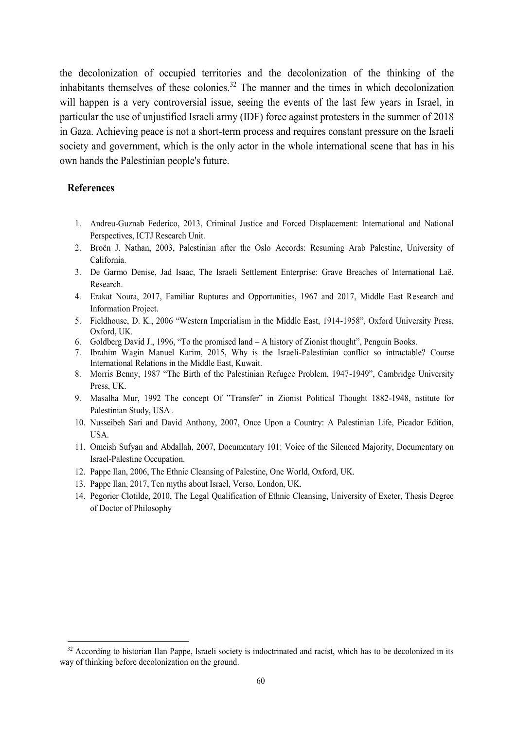the decolonization of occupied territories and the decolonization of the thinking of the inhabitants themselves of these colonies.[32] The manner and the times in which decolonization will happen is a very controversial issue, seeing the events of the last few years in Israel, in particular the use of unjustified Israeli army (IDF) force against protesters in the summer of 2018 in Gaza. Achieving peace is not a short-term process and requires constant pressure on the Israeli society and government, which is the only actor in the whole international scene that has in his own hands the Palestinian people's future.

## References

1. Andreu-Guznab Federico, 2013, Criminal Justice and Forced Displacement: International and National Perspectives, ICTJ Research Unit.
2. Broën J. Nathan, 2003, Palestinian after the Oslo Accords: Resuming Arab Palestine, University of California.
3. De Garmo Denise, Jad Isaac, The Israeli Settlement Enterprise: Grave Breaches of International Laë. Research.
4. Erakat Noura, 2017, Familiar Ruptures and Opportunities, 1967 and 2017, Middle East Research and Information Project.
5. Fieldhouse, D. K., 2006 "Western Imperialism in the Middle East, 1914-1958", Oxford University Press, Oxford, UK.
6. Goldberg David J., 1996, "To the promised land – A history of Zionist thought", Penguin Books.
7. Ibrahim Wagin Manuel Karim, 2015, Why is the Israeli-Palestinian conflict so intractable? Course International Relations in the Middle East, Kuwait.
8. Morris Benny, 1987 "The Birth of the Palestinian Refugee Problem, 1947-1949", Cambridge University Press, UK.
9. Masalha Mur, 1992 The concept Of "Transfer" in Zionist Political Thought 1882-1948, nstitute for Palestinian Study, USA .
10. Nusseibeh Sari and David Anthony, 2007, Once Upon a Country: A Palestinian Life, Picador Edition, USA.
11. Omeish Sufyan and Abdallah, 2007, Documentary 101: Voice of the Silenced Majority, Documentary on Israel-Palestine Occupation.
12. Pappe Ilan, 2006, The Ethnic Cleansing of Palestine, One World, Oxford, UK.
13. Pappe Ilan, 2017, Ten myths about Israel, Verso, London, UK.
14. Pegorier Clotilde, 2010, The Legal Qualification of Ethnic Cleansing, University of Exeter, Thesis Degree of Doctor of Philosophy

---

[32] According to historian Ilan Pappe, Israeli society is indoctrinated and racist, which has to be decolonized in its way of thinking before decolonization on the ground.